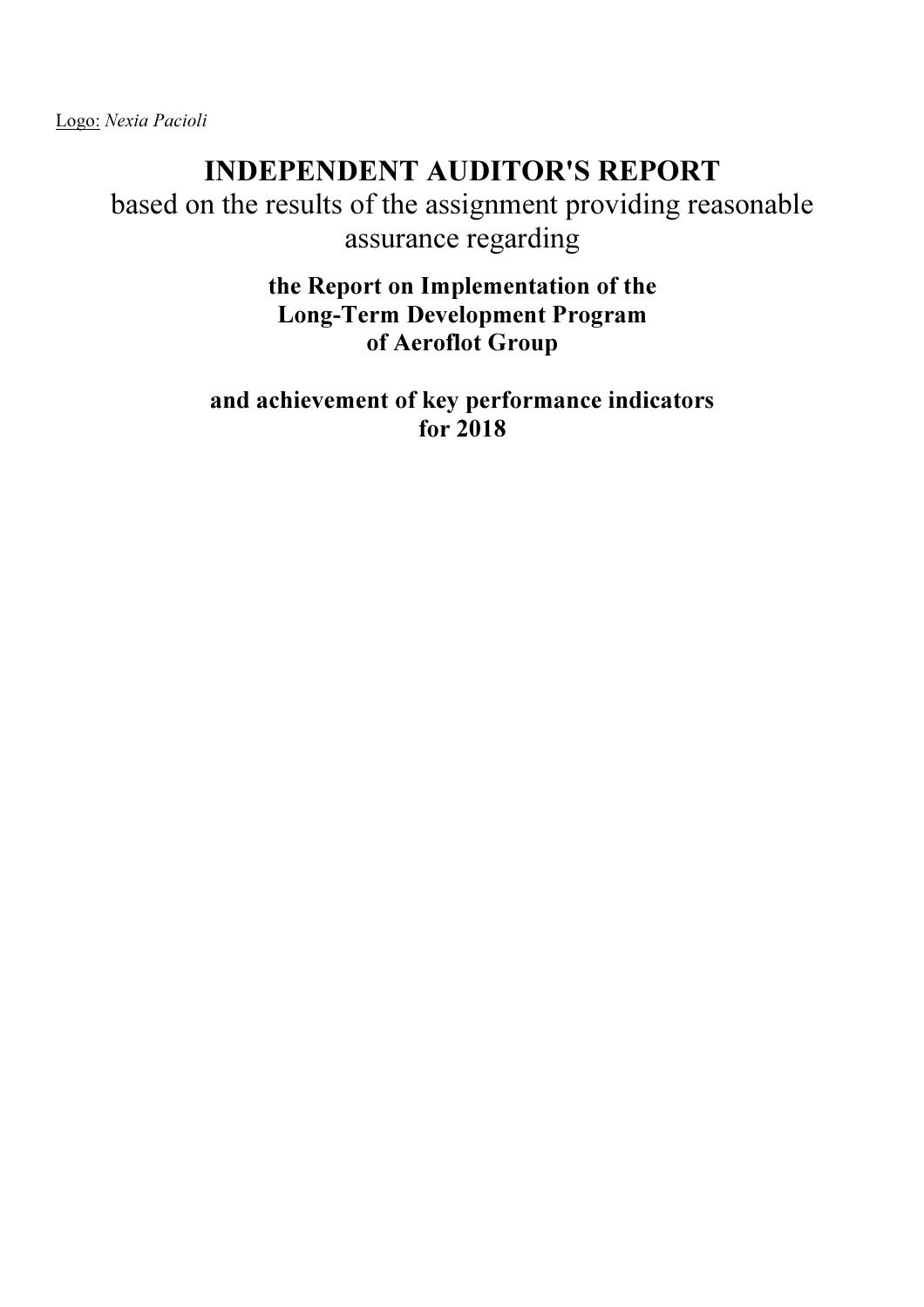Logo: *Nexia Pacioli*

# INDEPENDENT AUDITOR'S REPORT

based on the results of the assignment providing reasonable assurance regarding

**the Report on Implementation of the Long-Term Development Program of Aeroflot Group**

**and achievement of key performance indicators for 2018**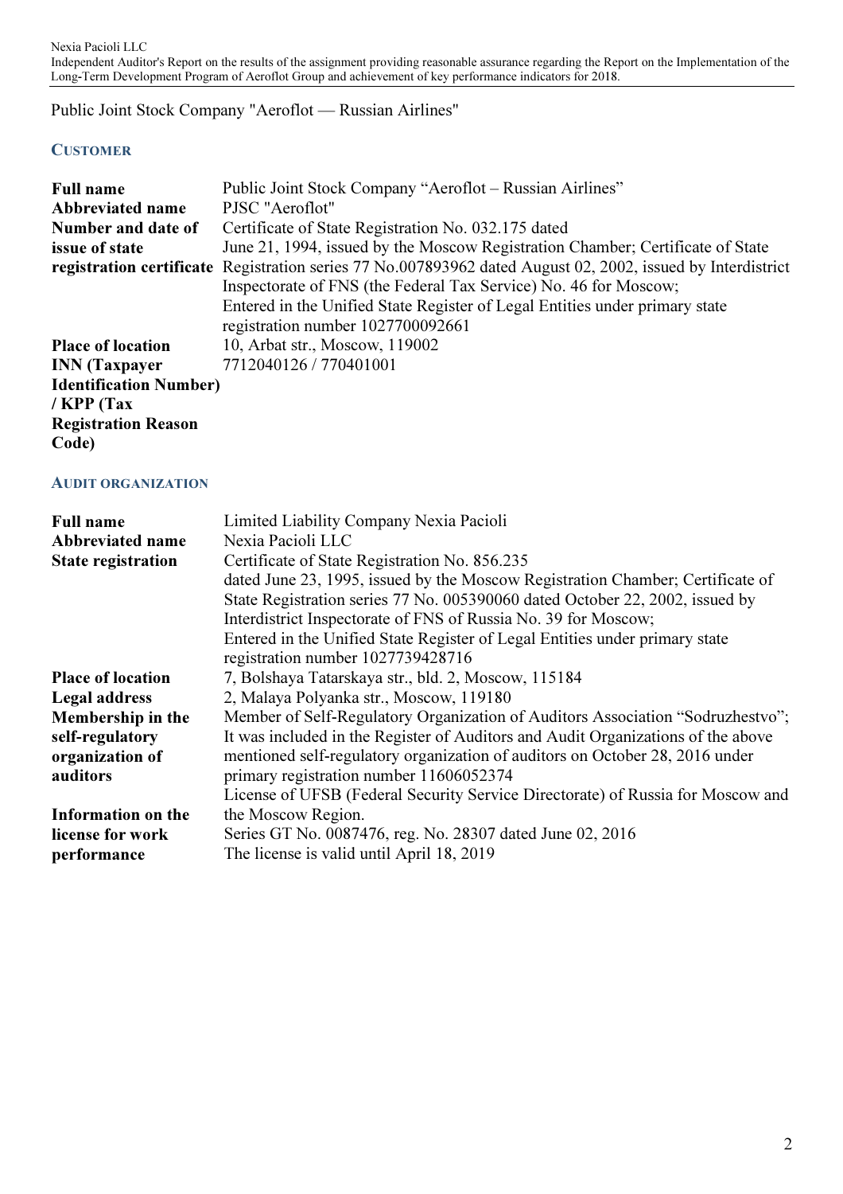Public Joint Stock Company "Aeroflot — Russian Airlines"

## CUSTOMER

| | |
|---|---|
| **Full name** | Public Joint Stock Company "Aeroflot – Russian Airlines" |
| **Abbreviated name** | PJSC "Aeroflot" |
| **Number and date of issue of state registration certificate** | Certificate of State Registration No. 032.175 dated June 21, 1994, issued by the Moscow Registration Chamber; Certificate of State Registration series 77 No.007893962 dated August 02, 2002, issued by Interdistrict Inspectorate of FNS (the Federal Tax Service) No. 46 for Moscow; Entered in the Unified State Register of Legal Entities under primary state registration number 1027700092661 |
| **Place of location** | 10, Arbat str., Moscow, 119002 |
| **INN (Taxpayer Identification Number) / KPP (Tax Registration Reason Code)** | 7712040126 / 770401001 |

## AUDIT ORGANIZATION

| | |
|---|---|
| **Full name** | Limited Liability Company Nexia Pacioli |
| **Abbreviated name** | Nexia Pacioli LLC |
| **State registration** | Certificate of State Registration No. 856.235 dated June 23, 1995, issued by the Moscow Registration Chamber; Certificate of State Registration series 77 No. 005390060 dated October 22, 2002, issued by Interdistrict Inspectorate of FNS of Russia No. 39 for Moscow; Entered in the Unified State Register of Legal Entities under primary state registration number 1027739428716 |
| **Place of location** | 7, Bolshaya Tatarskaya str., bld. 2, Moscow, 115184 |
| **Legal address** | 2, Malaya Polyanka str., Moscow, 119180 |
| **Membership in the self-regulatory organization of auditors** | Member of Self-Regulatory Organization of Auditors Association "Sodruzhestvo"; It was included in the Register of Auditors and Audit Organizations of the above mentioned self-regulatory organization of auditors on October 28, 2016 under primary registration number 11606052374 |
| **Information on the license for work performance** | License of UFSB (Federal Security Service Directorate) of Russia for Moscow and the Moscow Region. Series GT No. 0087476, reg. No. 28307 dated June 02, 2016 The license is valid until April 18, 2019 |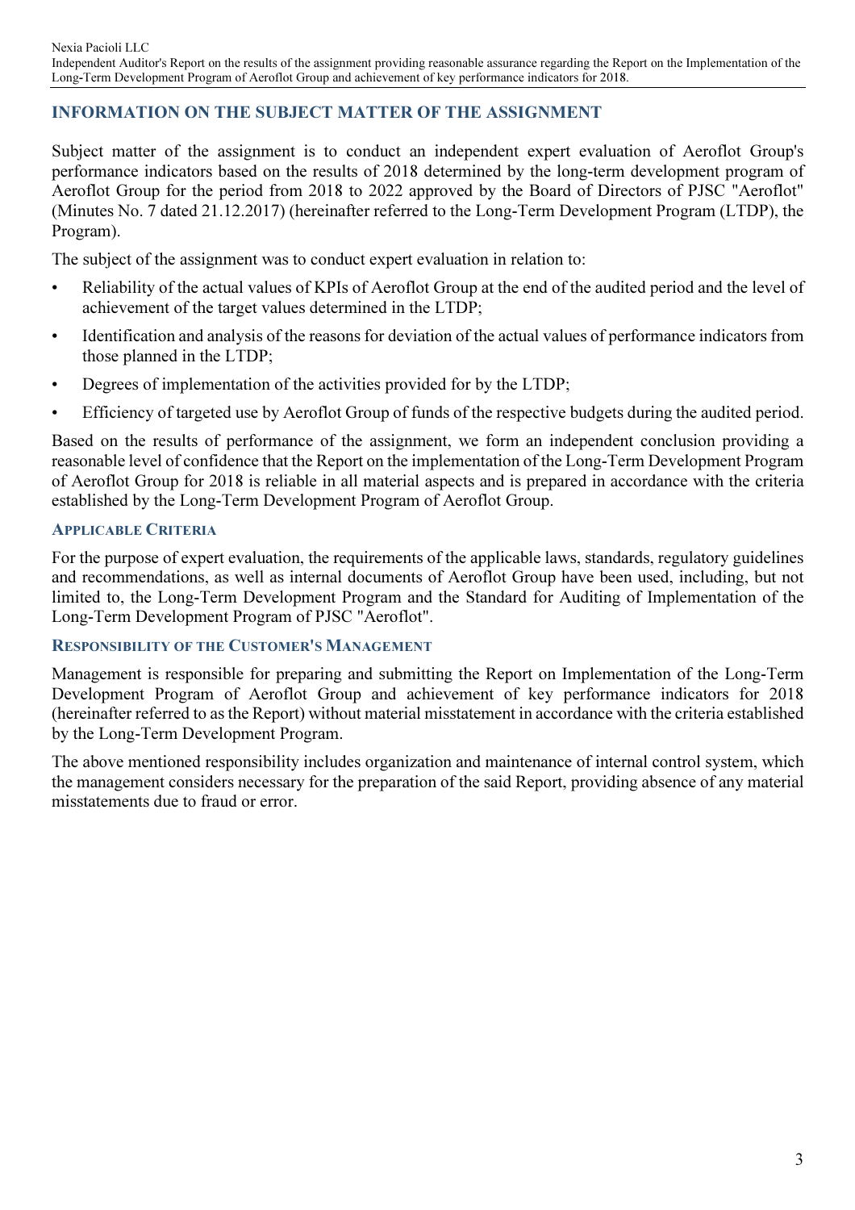## INFORMATION ON THE SUBJECT MATTER OF THE ASSIGNMENT

Subject matter of the assignment is to conduct an independent expert evaluation of Aeroflot Group's performance indicators based on the results of 2018 determined by the long-term development program of Aeroflot Group for the period from 2018 to 2022 approved by the Board of Directors of PJSC "Aeroflot" (Minutes No. 7 dated 21.12.2017) (hereinafter referred to the Long-Term Development Program (LTDP), the Program).

The subject of the assignment was to conduct expert evaluation in relation to:

- Reliability of the actual values of KPIs of Aeroflot Group at the end of the audited period and the level of achievement of the target values determined in the LTDP;
- Identification and analysis of the reasons for deviation of the actual values of performance indicators from those planned in the LTDP;
- Degrees of implementation of the activities provided for by the LTDP;
- Efficiency of targeted use by Aeroflot Group of funds of the respective budgets during the audited period.

Based on the results of performance of the assignment, we form an independent conclusion providing a reasonable level of confidence that the Report on the implementation of the Long-Term Development Program of Aeroflot Group for 2018 is reliable in all material aspects and is prepared in accordance with the criteria established by the Long-Term Development Program of Aeroflot Group.

### APPLICABLE CRITERIA

For the purpose of expert evaluation, the requirements of the applicable laws, standards, regulatory guidelines and recommendations, as well as internal documents of Aeroflot Group have been used, including, but not limited to, the Long-Term Development Program and the Standard for Auditing of Implementation of the Long-Term Development Program of PJSC "Aeroflot".

### RESPONSIBILITY OF THE CUSTOMER'S MANAGEMENT

Management is responsible for preparing and submitting the Report on Implementation of the Long-Term Development Program of Aeroflot Group and achievement of key performance indicators for 2018 (hereinafter referred to as the Report) without material misstatement in accordance with the criteria established by the Long-Term Development Program.

The above mentioned responsibility includes organization and maintenance of internal control system, which the management considers necessary for the preparation of the said Report, providing absence of any material misstatements due to fraud or error.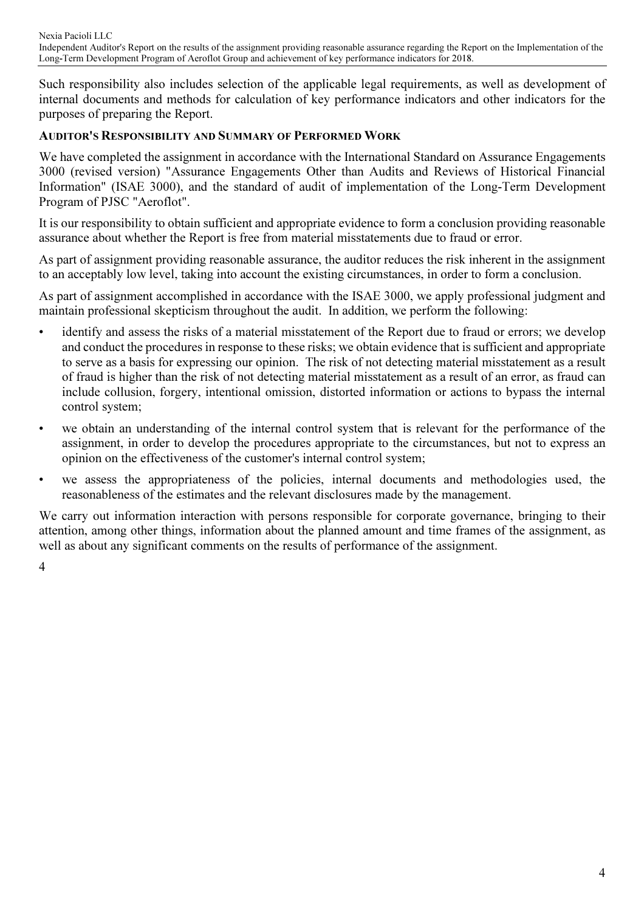Such responsibility also includes selection of the applicable legal requirements, as well as development of internal documents and methods for calculation of key performance indicators and other indicators for the purposes of preparing the Report.

## AUDITOR'S RESPONSIBILITY AND SUMMARY OF PERFORMED WORK

We have completed the assignment in accordance with the International Standard on Assurance Engagements 3000 (revised version) "Assurance Engagements Other than Audits and Reviews of Historical Financial Information" (ISAE 3000), and the standard of audit of implementation of the Long-Term Development Program of PJSC "Aeroflot".

It is our responsibility to obtain sufficient and appropriate evidence to form a conclusion providing reasonable assurance about whether the Report is free from material misstatements due to fraud or error.

As part of assignment providing reasonable assurance, the auditor reduces the risk inherent in the assignment to an acceptably low level, taking into account the existing circumstances, in order to form a conclusion.

As part of assignment accomplished in accordance with the ISAE 3000, we apply professional judgment and maintain professional skepticism throughout the audit. In addition, we perform the following:

- identify and assess the risks of a material misstatement of the Report due to fraud or errors; we develop and conduct the procedures in response to these risks; we obtain evidence that is sufficient and appropriate to serve as a basis for expressing our opinion. The risk of not detecting material misstatement as a result of fraud is higher than the risk of not detecting material misstatement as a result of an error, as fraud can include collusion, forgery, intentional omission, distorted information or actions to bypass the internal control system;
- we obtain an understanding of the internal control system that is relevant for the performance of the assignment, in order to develop the procedures appropriate to the circumstances, but not to express an opinion on the effectiveness of the customer's internal control system;
- we assess the appropriateness of the policies, internal documents and methodologies used, the reasonableness of the estimates and the relevant disclosures made by the management.

We carry out information interaction with persons responsible for corporate governance, bringing to their attention, among other things, information about the planned amount and time frames of the assignment, as well as about any significant comments on the results of performance of the assignment.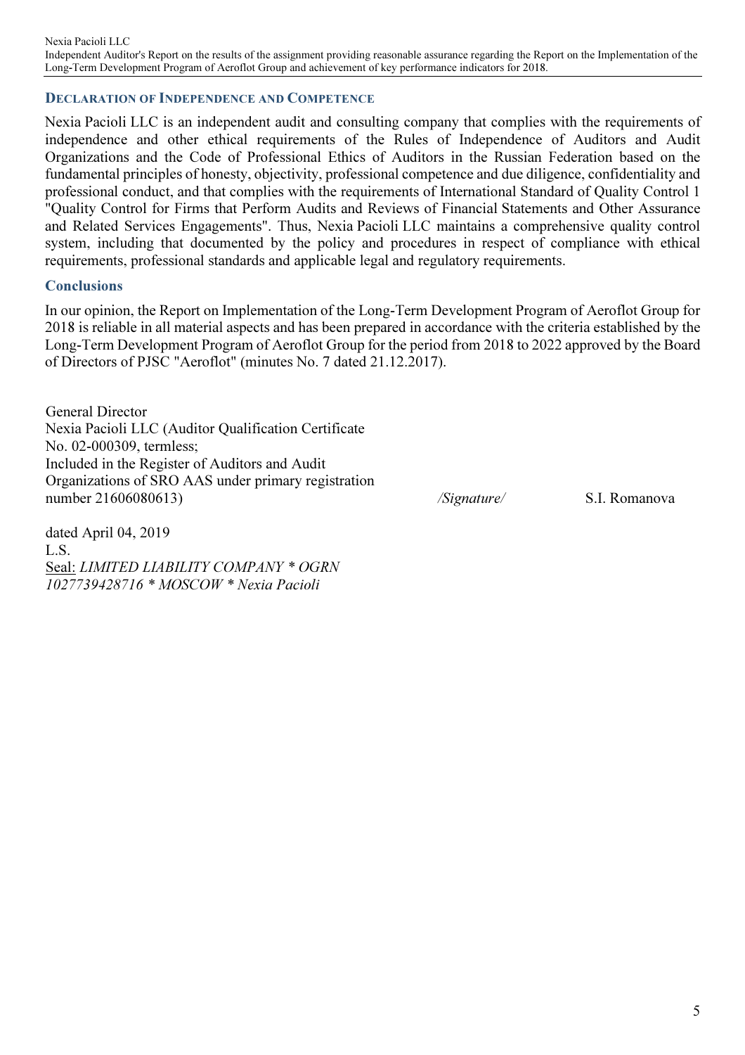## Declaration of Independence and Competence

Nexia Pacioli LLC is an independent audit and consulting company that complies with the requirements of independence and other ethical requirements of the Rules of Independence of Auditors and Audit Organizations and the Code of Professional Ethics of Auditors in the Russian Federation based on the fundamental principles of honesty, objectivity, professional competence and due diligence, confidentiality and professional conduct, and that complies with the requirements of International Standard of Quality Control 1 "Quality Control for Firms that Perform Audits and Reviews of Financial Statements and Other Assurance and Related Services Engagements". Thus, Nexia Pacioli LLC maintains a comprehensive quality control system, including that documented by the policy and procedures in respect of compliance with ethical requirements, professional standards and applicable legal and regulatory requirements.

## Conclusions

In our opinion, the Report on Implementation of the Long-Term Development Program of Aeroflot Group for 2018 is reliable in all material aspects and has been prepared in accordance with the criteria established by the Long-Term Development Program of Aeroflot Group for the period from 2018 to 2022 approved by the Board of Directors of PJSC "Aeroflot" (minutes No. 7 dated 21.12.2017).

General Director
Nexia Pacioli LLC (Auditor Qualification Certificate No. 02-000309, termless;
Included in the Register of Auditors and Audit Organizations of SRO AAS under primary registration number 21606080613) *|Signature|* S.I. Romanova

dated April 04, 2019
L.S.
Seal: *LIMITED LIABILITY COMPANY * OGRN 1027739428716 * MOSCOW * Nexia Pacioli*